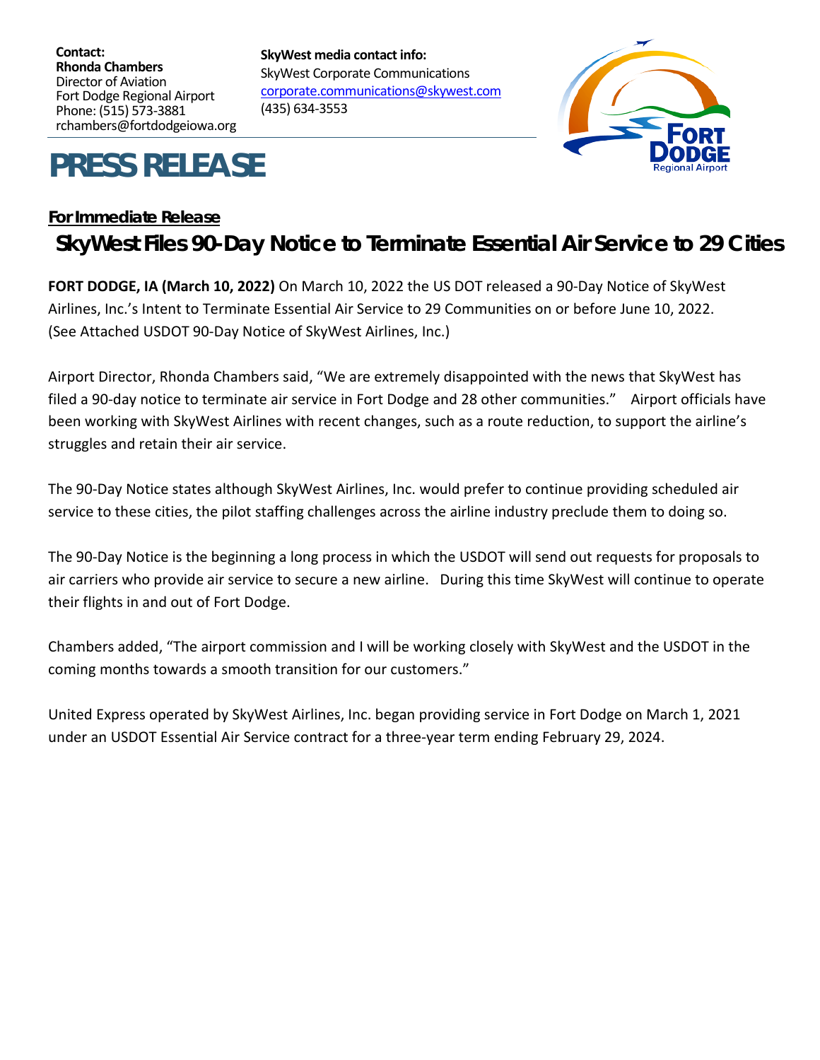**Contact:**
**Rhonda Chambers**
Director of Aviation
Fort Dodge Regional Airport
Phone: (515) 573-3881
rchambers@fortdodgeiowa.org

**SkyWest media contact info:**
SkyWest Corporate Communications
corporate.communications@skywest.com
(435) 634-3553

# PRESS RELEASE

**For Immediate Release**

## SkyWest Files 90-Day Notice to Terminate Essential Air Service to 29 Cities

**FORT DODGE, IA (March 10, 2022)** On March 10, 2022 the US DOT released a 90-Day Notice of SkyWest Airlines, Inc.'s Intent to Terminate Essential Air Service to 29 Communities on or before June 10, 2022. (See Attached USDOT 90-Day Notice of SkyWest Airlines, Inc.)

Airport Director, Rhonda Chambers said, "We are extremely disappointed with the news that SkyWest has filed a 90-day notice to terminate air service in Fort Dodge and 28 other communities." Airport officials have been working with SkyWest Airlines with recent changes, such as a route reduction, to support the airline's struggles and retain their air service.

The 90-Day Notice states although SkyWest Airlines, Inc. would prefer to continue providing scheduled air service to these cities, the pilot staffing challenges across the airline industry preclude them to doing so.

The 90-Day Notice is the beginning a long process in which the USDOT will send out requests for proposals to air carriers who provide air service to secure a new airline. During this time SkyWest will continue to operate their flights in and out of Fort Dodge.

Chambers added, "The airport commission and I will be working closely with SkyWest and the USDOT in the coming months towards a smooth transition for our customers."

United Express operated by SkyWest Airlines, Inc. began providing service in Fort Dodge on March 1, 2021 under an USDOT Essential Air Service contract for a three-year term ending February 29, 2024.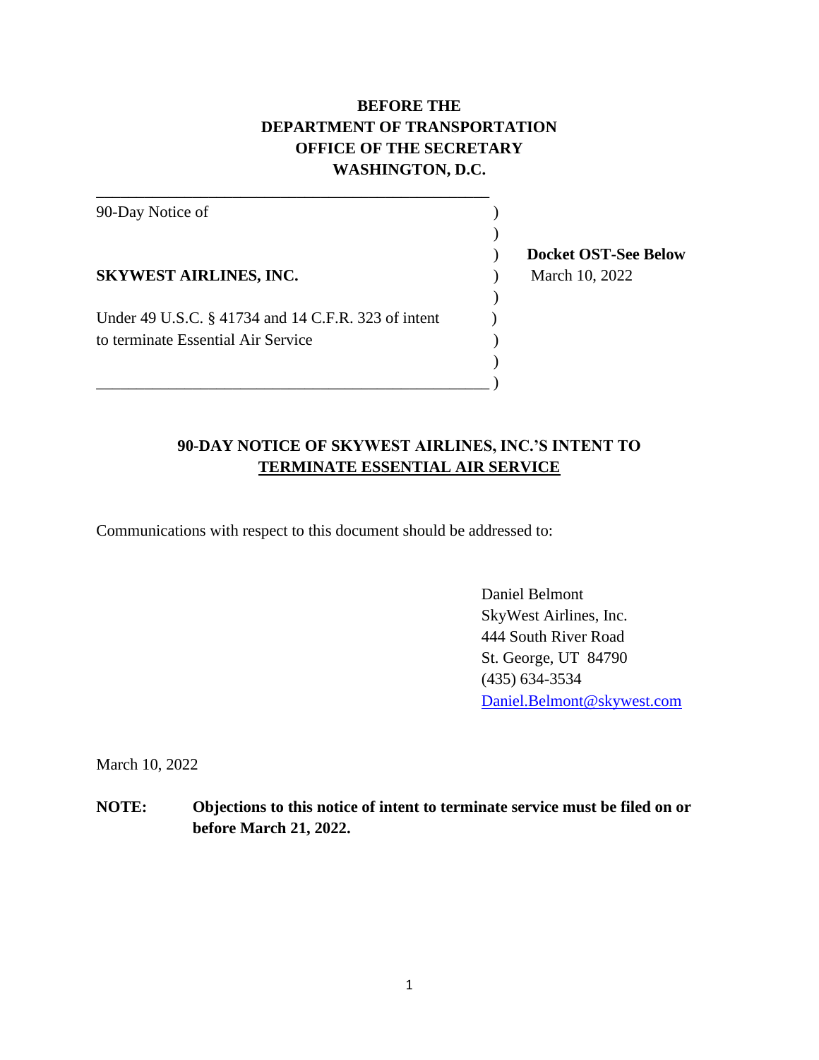**BEFORE THE**
**DEPARTMENT OF TRANSPORTATION**
**OFFICE OF THE SECRETARY**
**WASHINGTON, D.C.**

| | |
|---|---|
| 90-Day Notice of | |
| | **Docket OST-See Below** |
| **SKYWEST AIRLINES, INC.** | March 10, 2022 |
| Under 49 U.S.C. § 41734 and 14 C.F.R. 323 of intent to terminate Essential Air Service | |

## 90-DAY NOTICE OF SKYWEST AIRLINES, INC.'S INTENT TO TERMINATE ESSENTIAL AIR SERVICE

Communications with respect to this document should be addressed to:

Daniel Belmont
SkyWest Airlines, Inc.
444 South River Road
St. George, UT 84790
(435) 634-3534
Daniel.Belmont@skywest.com

March 10, 2022

**NOTE: Objections to this notice of intent to terminate service must be filed on or before March 21, 2022.**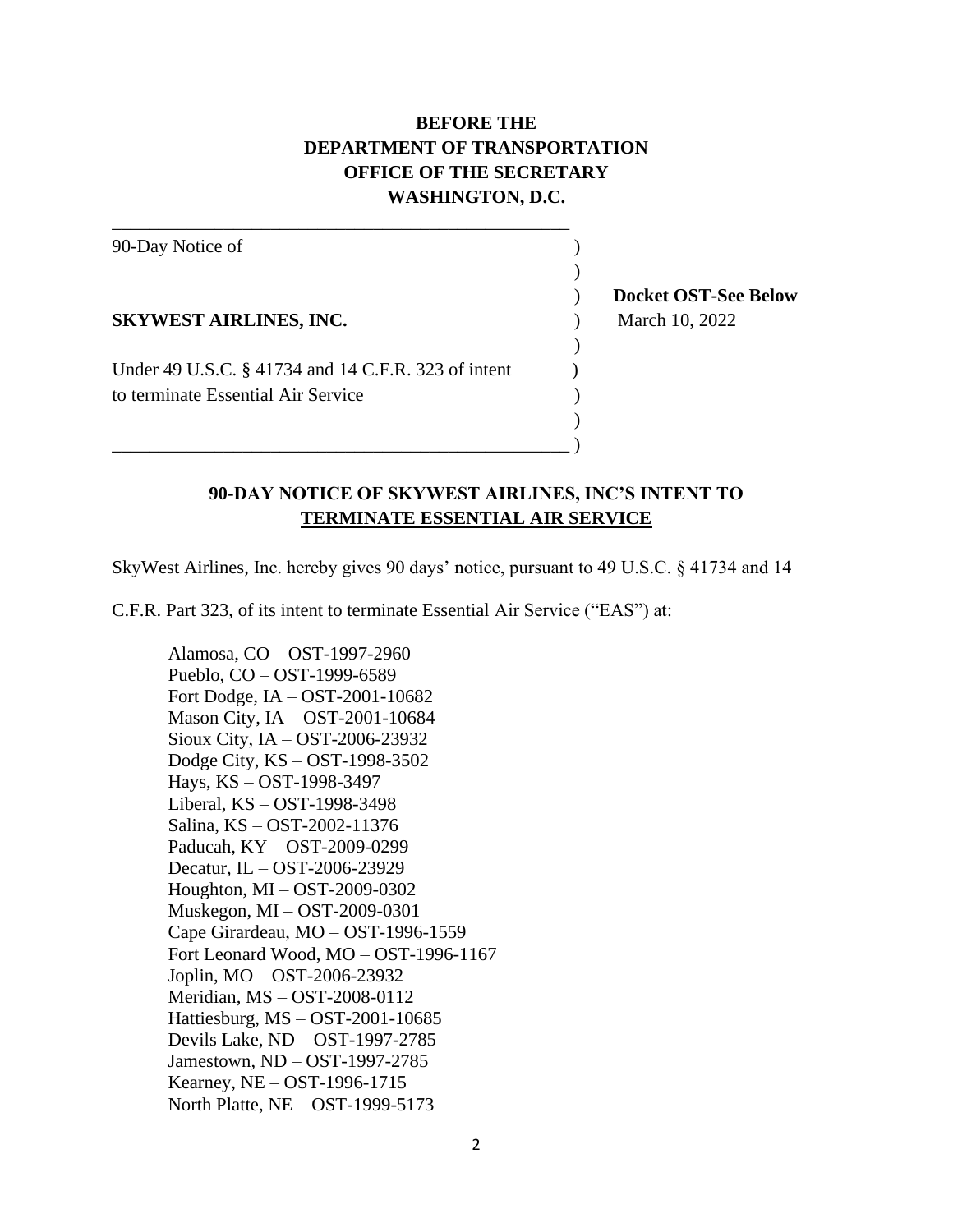**BEFORE THE**
**DEPARTMENT OF TRANSPORTATION**
**OFFICE OF THE SECRETARY**
**WASHINGTON, D.C.**

---

| | | |
|---|---|---|
| 90-Day Notice of | ) | |
| | ) | |
| | ) | **Docket OST-See Below** |
| **SKYWEST AIRLINES, INC.** | ) | March 10, 2022 |
| | ) | |
| Under 49 U.S.C. § 41734 and 14 C.F.R. 323 of intent | ) | |
| to terminate Essential Air Service | ) | |
| | ) | |
| | ) | |

## 90-DAY NOTICE OF SKYWEST AIRLINES, INC'S INTENT TO TERMINATE ESSENTIAL AIR SERVICE

SkyWest Airlines, Inc. hereby gives 90 days' notice, pursuant to 49 U.S.C. § 41734 and 14 C.F.R. Part 323, of its intent to terminate Essential Air Service ("EAS") at:

Alamosa, CO – OST-1997-2960
Pueblo, CO – OST-1999-6589
Fort Dodge, IA – OST-2001-10682
Mason City, IA – OST-2001-10684
Sioux City, IA – OST-2006-23932
Dodge City, KS – OST-1998-3502
Hays, KS – OST-1998-3497
Liberal, KS – OST-1998-3498
Salina, KS – OST-2002-11376
Paducah, KY – OST-2009-0299
Decatur, IL – OST-2006-23929
Houghton, MI – OST-2009-0302
Muskegon, MI – OST-2009-0301
Cape Girardeau, MO – OST-1996-1559
Fort Leonard Wood, MO – OST-1996-1167
Joplin, MO – OST-2006-23932
Meridian, MS – OST-2008-0112
Hattiesburg, MS – OST-2001-10685
Devils Lake, ND – OST-1997-2785
Jamestown, ND – OST-1997-2785
Kearney, NE – OST-1996-1715
North Platte, NE – OST-1999-5173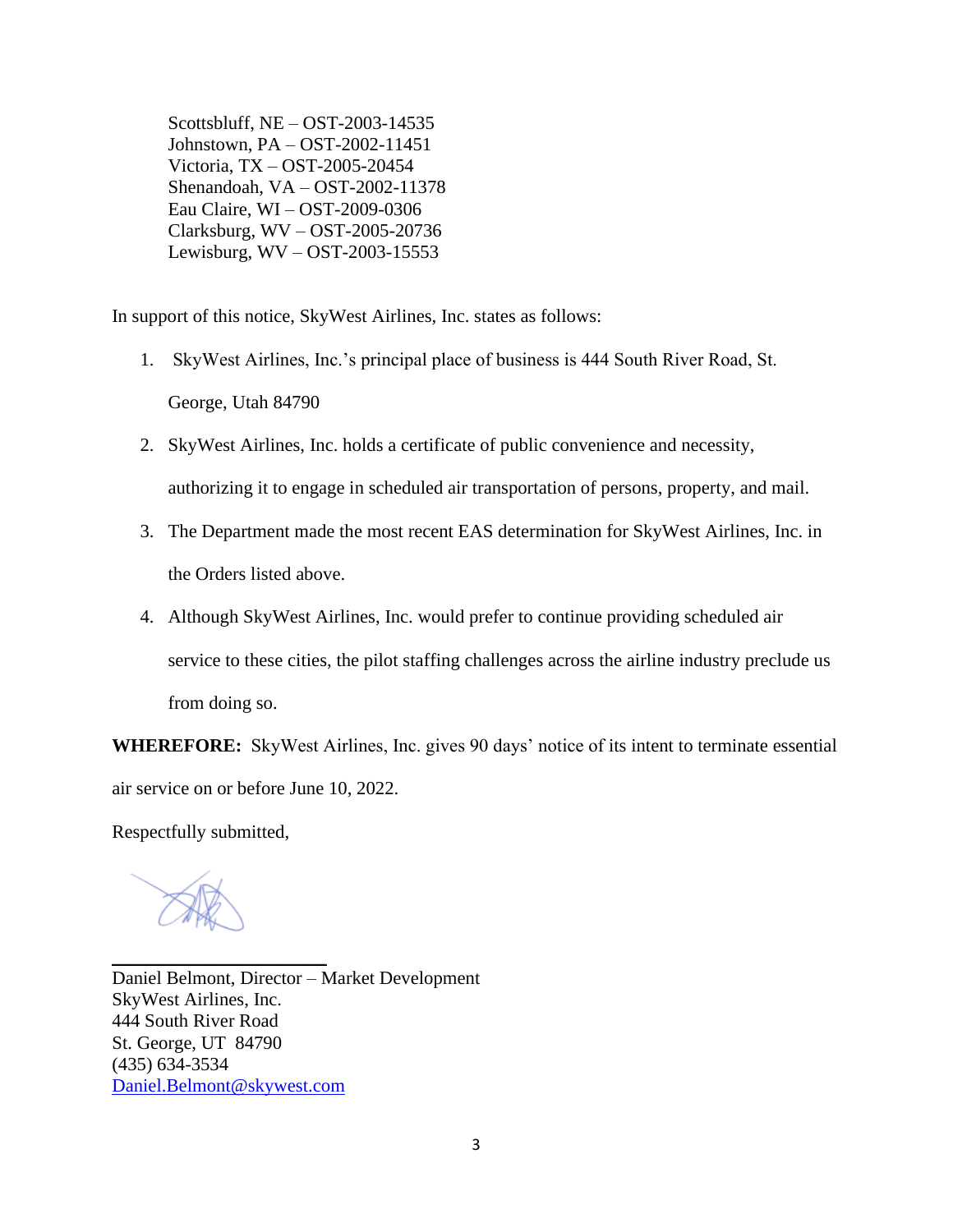Scottsbluff, NE – OST-2003-14535
Johnstown, PA – OST-2002-11451
Victoria, TX – OST-2005-20454
Shenandoah, VA – OST-2002-11378
Eau Claire, WI – OST-2009-0306
Clarksburg, WV – OST-2005-20736
Lewisburg, WV – OST-2003-15553

In support of this notice, SkyWest Airlines, Inc. states as follows:

1. SkyWest Airlines, Inc.'s principal place of business is 444 South River Road, St. George, Utah 84790
2. SkyWest Airlines, Inc. holds a certificate of public convenience and necessity, authorizing it to engage in scheduled air transportation of persons, property, and mail.
3. The Department made the most recent EAS determination for SkyWest Airlines, Inc. in the Orders listed above.
4. Although SkyWest Airlines, Inc. would prefer to continue providing scheduled air service to these cities, the pilot staffing challenges across the airline industry preclude us from doing so.

**WHEREFORE:** SkyWest Airlines, Inc. gives 90 days' notice of its intent to terminate essential air service on or before June 10, 2022.

Respectfully submitted,

\_\_\_\_\_\_\_\_\_\_\_\_\_\_\_\_\_\_\_\_\_\_\_\_

Daniel Belmont, Director – Market Development
SkyWest Airlines, Inc.
444 South River Road
St. George, UT 84790
(435) 634-3534
Daniel.Belmont@skywest.com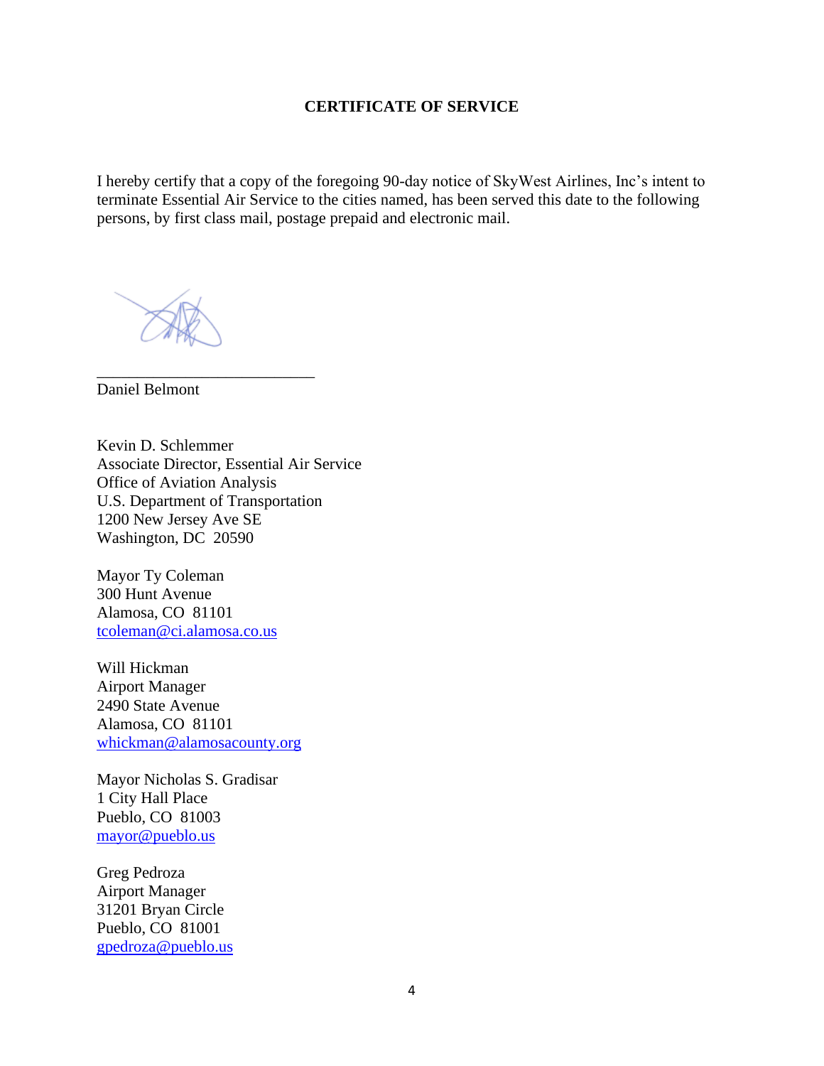**CERTIFICATE OF SERVICE**

I hereby certify that a copy of the foregoing 90-day notice of SkyWest Airlines, Inc's intent to terminate Essential Air Service to the cities named, has been served this date to the following persons, by first class mail, postage prepaid and electronic mail.

___________________________

Daniel Belmont

Kevin D. Schlemmer
Associate Director, Essential Air Service
Office of Aviation Analysis
U.S. Department of Transportation
1200 New Jersey Ave SE
Washington, DC 20590

Mayor Ty Coleman
300 Hunt Avenue
Alamosa, CO 81101
tcoleman@ci.alamosa.co.us

Will Hickman
Airport Manager
2490 State Avenue
Alamosa, CO 81101
whickman@alamosacounty.org

Mayor Nicholas S. Gradisar
1 City Hall Place
Pueblo, CO 81003
mayor@pueblo.us

Greg Pedroza
Airport Manager
31201 Bryan Circle
Pueblo, CO 81001
gpedroza@pueblo.us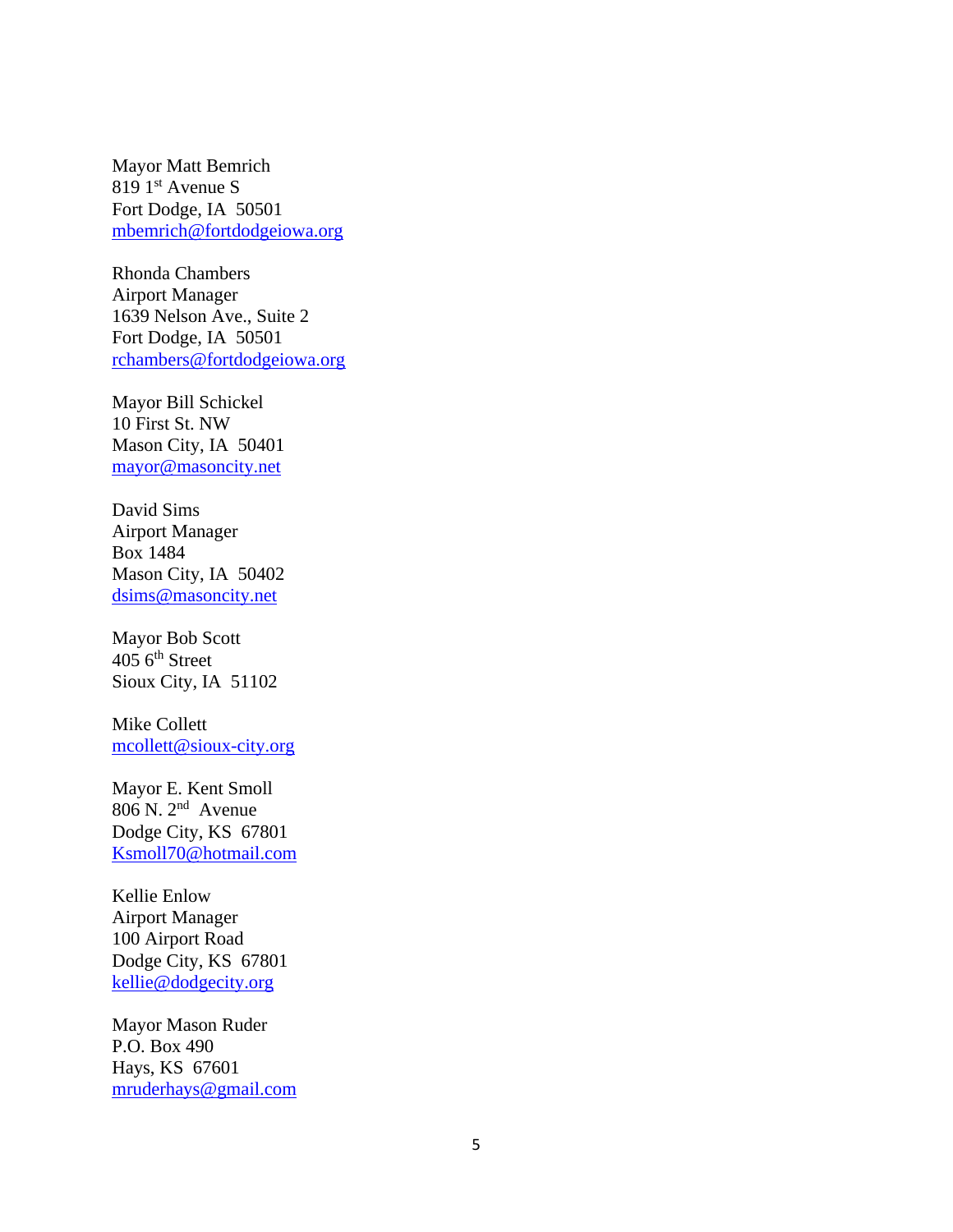Mayor Matt Bemrich  
819 1st Avenue S  
Fort Dodge, IA 50501  
mbemrich@fortdodgeiowa.org

Rhonda Chambers  
Airport Manager  
1639 Nelson Ave., Suite 2  
Fort Dodge, IA 50501  
rchambers@fortdodgeiowa.org

Mayor Bill Schickel  
10 First St. NW  
Mason City, IA 50401  
mayor@masoncity.net

David Sims  
Airport Manager  
Box 1484  
Mason City, IA 50402  
dsims@masoncity.net

Mayor Bob Scott  
405 6th Street  
Sioux City, IA 51102

Mike Collett  
mcollett@sioux-city.org

Mayor E. Kent Smoll  
806 N. 2nd Avenue  
Dodge City, KS 67801  
Ksmoll70@hotmail.com

Kellie Enlow  
Airport Manager  
100 Airport Road  
Dodge City, KS 67801  
kellie@dodgecity.org

Mayor Mason Ruder  
P.O. Box 490  
Hays, KS 67601  
mruderhays@gmail.com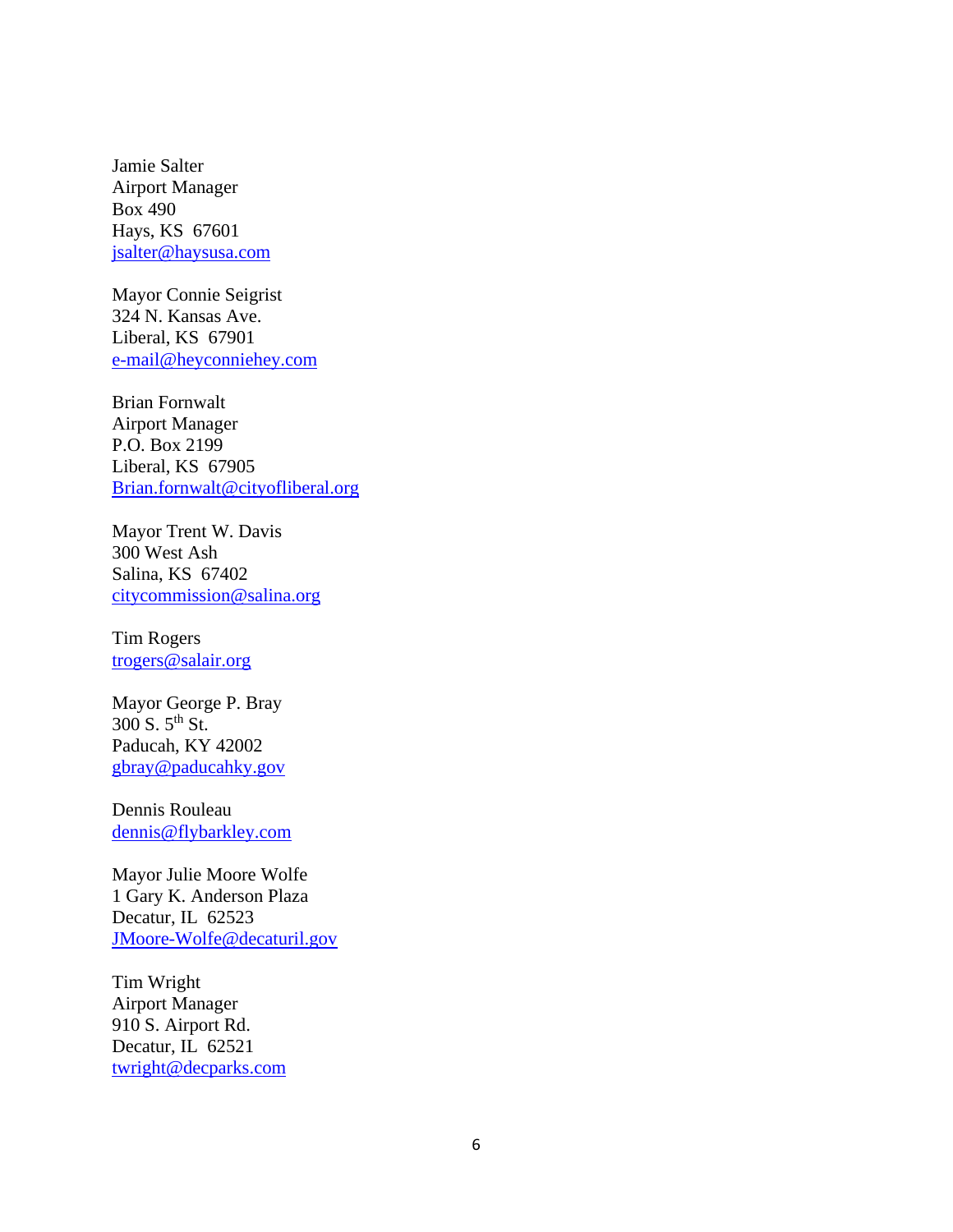Jamie Salter  
Airport Manager  
Box 490  
Hays, KS 67601  
jsalter@haysusa.com

Mayor Connie Seigrist  
324 N. Kansas Ave.  
Liberal, KS 67901  
e-mail@heyconniehey.com

Brian Fornwalt  
Airport Manager  
P.O. Box 2199  
Liberal, KS 67905  
Brian.fornwalt@cityofliberal.org

Mayor Trent W. Davis  
300 West Ash  
Salina, KS 67402  
citycommission@salina.org

Tim Rogers  
trogers@salair.org

Mayor George P. Bray  
300 S. 5th St.  
Paducah, KY 42002  
gbray@paducahky.gov

Dennis Rouleau  
dennis@flybarkley.com

Mayor Julie Moore Wolfe  
1 Gary K. Anderson Plaza  
Decatur, IL 62523  
JMoore-Wolfe@decaturil.gov

Tim Wright  
Airport Manager  
910 S. Airport Rd.  
Decatur, IL 62521  
twright@decparks.com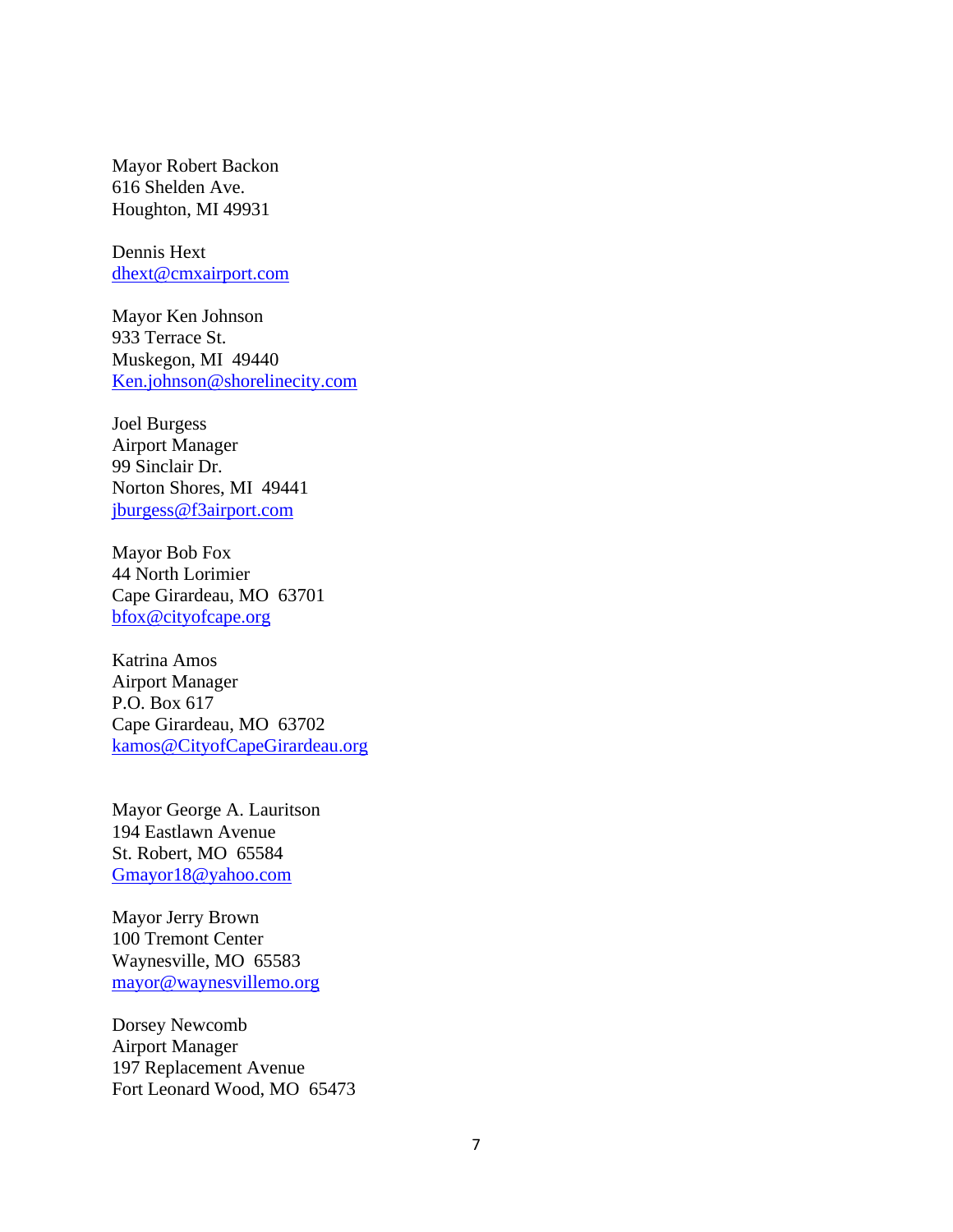Mayor Robert Backon  
616 Shelden Ave.  
Houghton, MI 49931

Dennis Hext  
dhext@cmxairport.com

Mayor Ken Johnson  
933 Terrace St.  
Muskegon, MI 49440  
Ken.johnson@shorelinecity.com

Joel Burgess  
Airport Manager  
99 Sinclair Dr.  
Norton Shores, MI 49441  
jburgess@f3airport.com

Mayor Bob Fox  
44 North Lorimier  
Cape Girardeau, MO 63701  
bfox@cityofcape.org

Katrina Amos  
Airport Manager  
P.O. Box 617  
Cape Girardeau, MO 63702  
kamos@CityofCapeGirardeau.org

Mayor George A. Lauritson  
194 Eastlawn Avenue  
St. Robert, MO 65584  
Gmayor18@yahoo.com

Mayor Jerry Brown  
100 Tremont Center  
Waynesville, MO 65583  
mayor@waynesvillemo.org

Dorsey Newcomb  
Airport Manager  
197 Replacement Avenue  
Fort Leonard Wood, MO 65473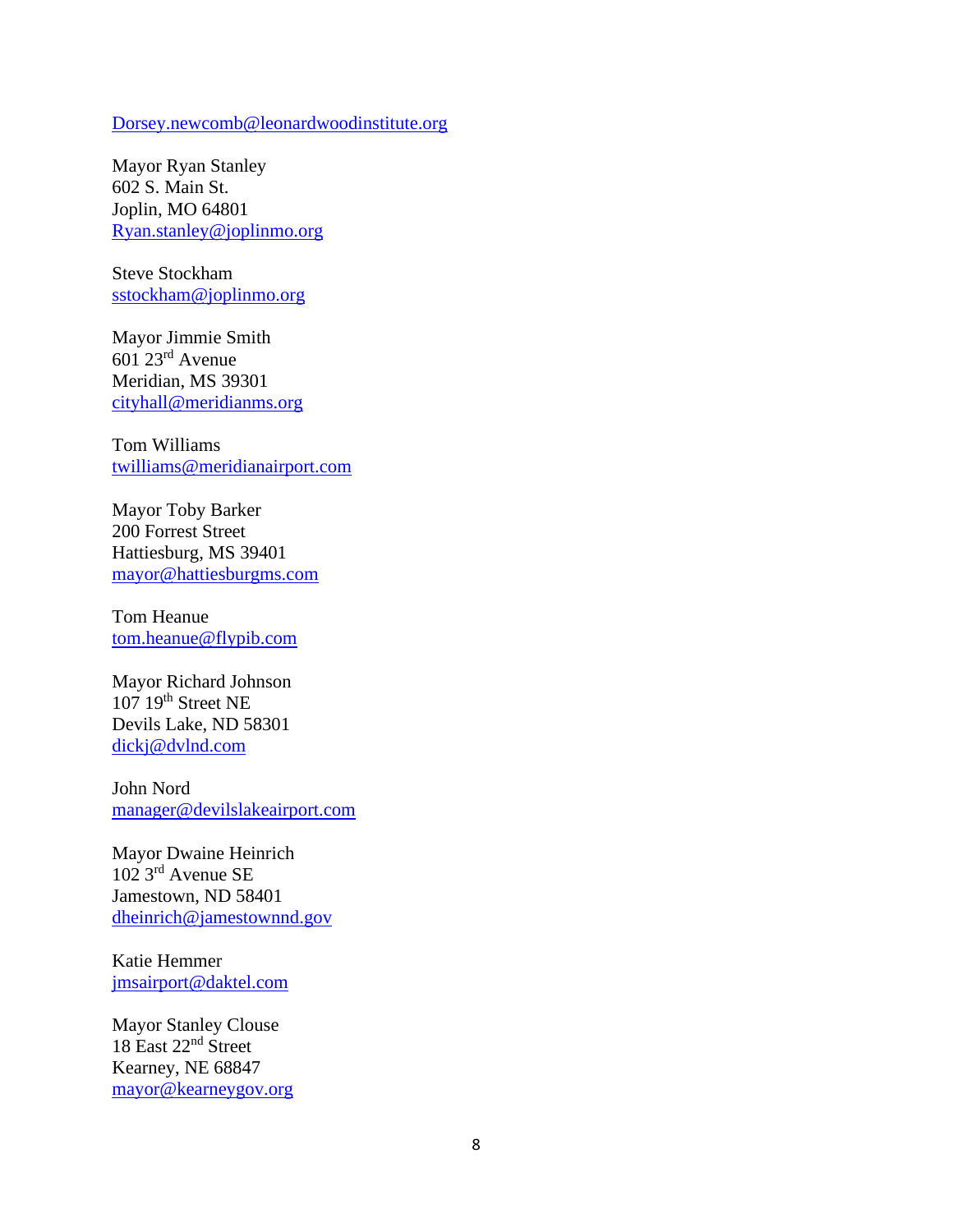Dorsey.newcomb@leonardwoodinstitute.org

Mayor Ryan Stanley  
602 S. Main St.  
Joplin, MO 64801  
Ryan.stanley@joplinmo.org

Steve Stockham  
sstockham@joplinmo.org

Mayor Jimmie Smith  
601 23rd Avenue  
Meridian, MS 39301  
cityhall@meridianms.org

Tom Williams  
twilliams@meridianairport.com

Mayor Toby Barker  
200 Forrest Street  
Hattiesburg, MS 39401  
mayor@hattiesburgms.com

Tom Heanue  
tom.heanue@flypib.com

Mayor Richard Johnson  
107 19th Street NE  
Devils Lake, ND 58301  
dickj@dvlnd.com

John Nord  
manager@devilslakeairport.com

Mayor Dwaine Heinrich  
102 3rd Avenue SE  
Jamestown, ND 58401  
dheinrich@jamestownnd.gov

Katie Hemmer  
jmsairport@daktel.com

Mayor Stanley Clouse  
18 East 22nd Street  
Kearney, NE 68847  
mayor@kearneygov.org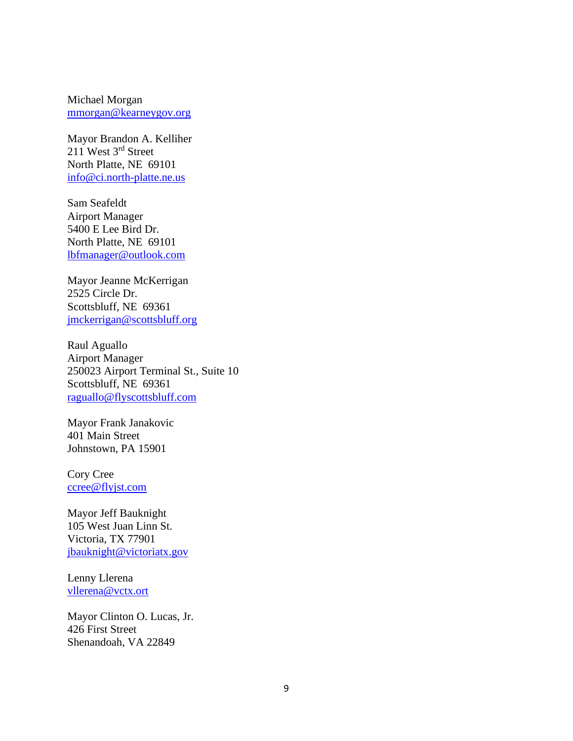Michael Morgan
mmorgan@kearneygov.org

Mayor Brandon A. Kelliher
211 West 3rd Street
North Platte, NE  69101
info@ci.north-platte.ne.us

Sam Seafeldt
Airport Manager
5400 E Lee Bird Dr.
North Platte, NE  69101
lbfmanager@outlook.com

Mayor Jeanne McKerrigan
2525 Circle Dr.
Scottsbluff, NE  69361
jmckerrigan@scottsbluff.org

Raul Aguallo
Airport Manager
250023 Airport Terminal St., Suite 10
Scottsbluff, NE  69361
raguallo@flyscottsbluff.com

Mayor Frank Janakovic
401 Main Street
Johnstown, PA 15901

Cory Cree
ccree@flyjst.com

Mayor Jeff Bauknight
105 West Juan Linn St.
Victoria, TX 77901
jbauknight@victoriatx.gov

Lenny Llerena
vllerena@vctx.ort

Mayor Clinton O. Lucas, Jr.
426 First Street
Shenandoah, VA 22849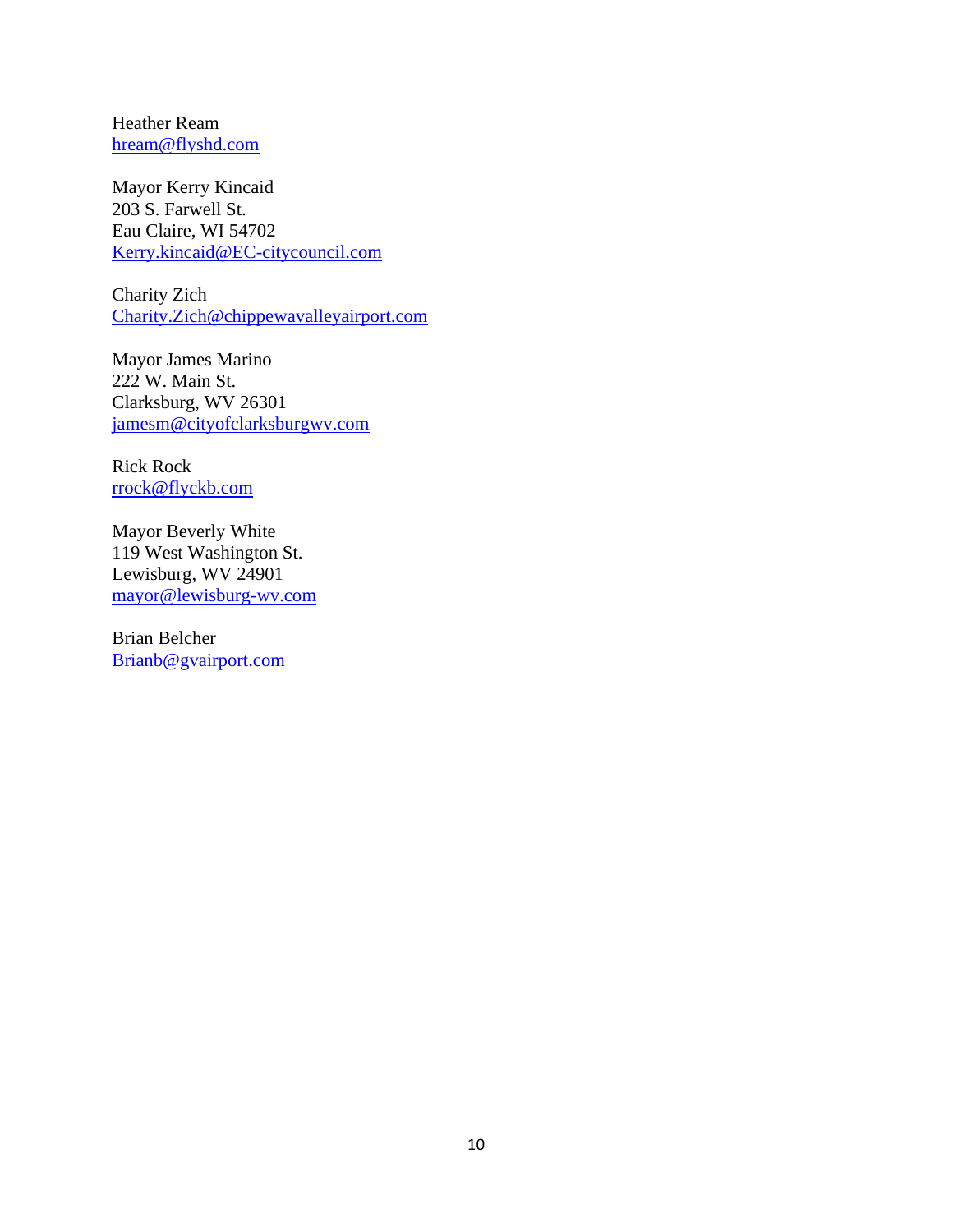Heather Ream
hream@flyshd.com

Mayor Kerry Kincaid
203 S. Farwell St.
Eau Claire, WI 54702
Kerry.kincaid@EC-citycouncil.com

Charity Zich
Charity.Zich@chippewavalleyairport.com

Mayor James Marino
222 W. Main St.
Clarksburg, WV 26301
jamesm@cityofclarksburgwv.com

Rick Rock
rrock@flyckb.com

Mayor Beverly White
119 West Washington St.
Lewisburg, WV 24901
mayor@lewisburg-wv.com

Brian Belcher
Brianb@gvairport.com